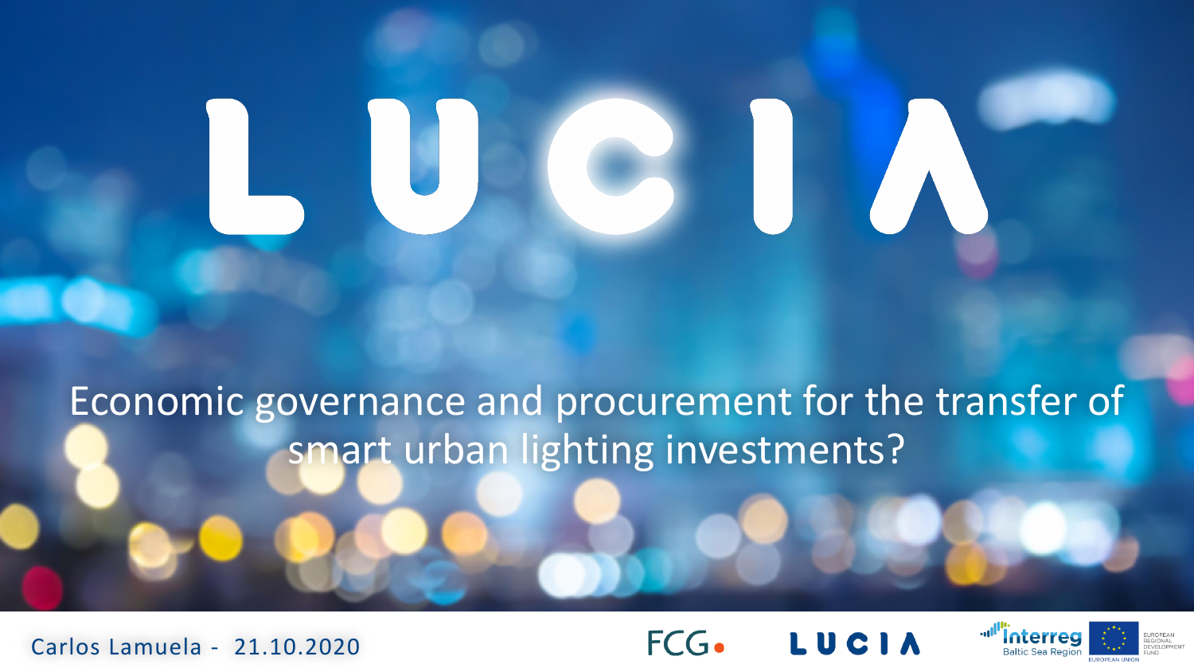# LUCIA

## Economic governance and procurement for the transfer of smart urban lighting investments?

Carlos Lamuela - 21.10.2020

FCG

LUCIA

Interreg Baltic Sea Region

EUROPEAN REGIONAL DEVELOPMENT FUND

EUROPEAN UNION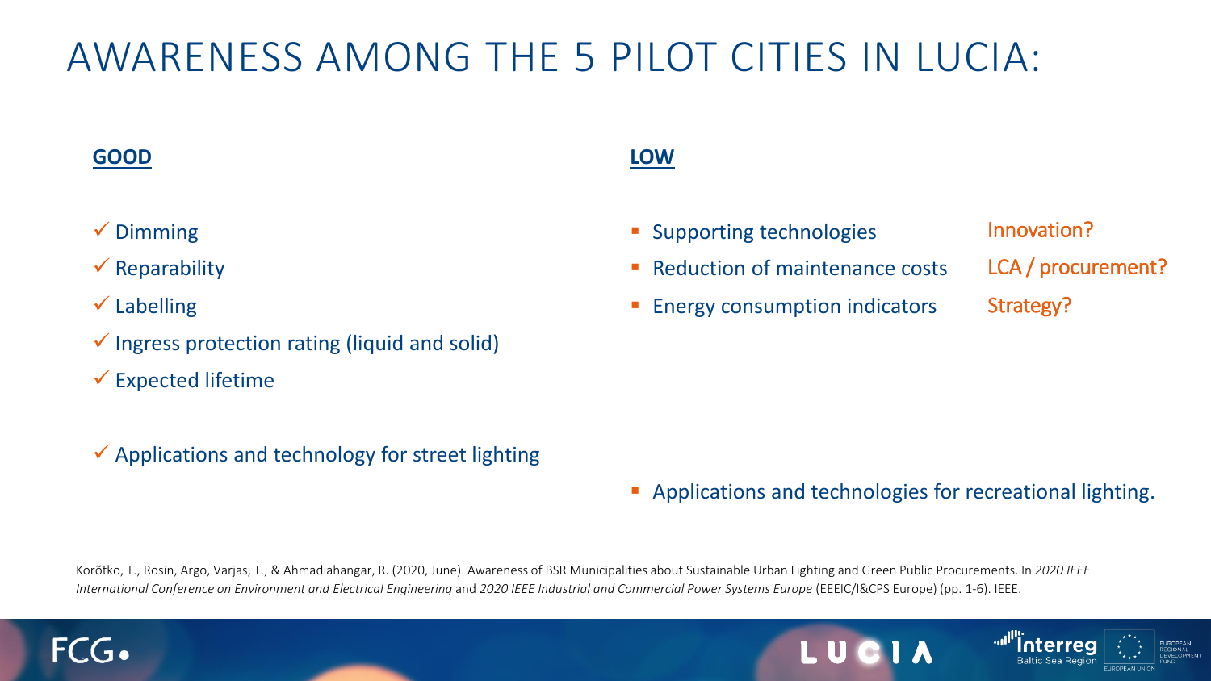# AWARENESS AMONG THE 5 PILOT CITIES IN LUCIA:

**GOOD**

- ✓ Dimming
- ✓ Reparability
- ✓ Labelling
- ✓ Ingress protection rating (liquid and solid)
- ✓ Expected lifetime

- ✓ Applications and technology for street lighting

**LOW**

- Supporting technologies — Innovation?
- Reduction of maintenance costs — LCA / procurement?
- Energy consumption indicators — Strategy?

- Applications and technologies for recreational lighting.

Korõtko, T., Rosin, Argo, Varjas, T., & Ahmadiahangar, R. (2020, June). Awareness of BSR Municipalities about Sustainable Urban Lighting and Green Public Procurements. In *2020 IEEE International Conference on Environment and Electrical Engineering* and *2020 IEEE Industrial and Commercial Power Systems Europe* (EEEIC/I&CPS Europe) (pp. 1-6). IEEE.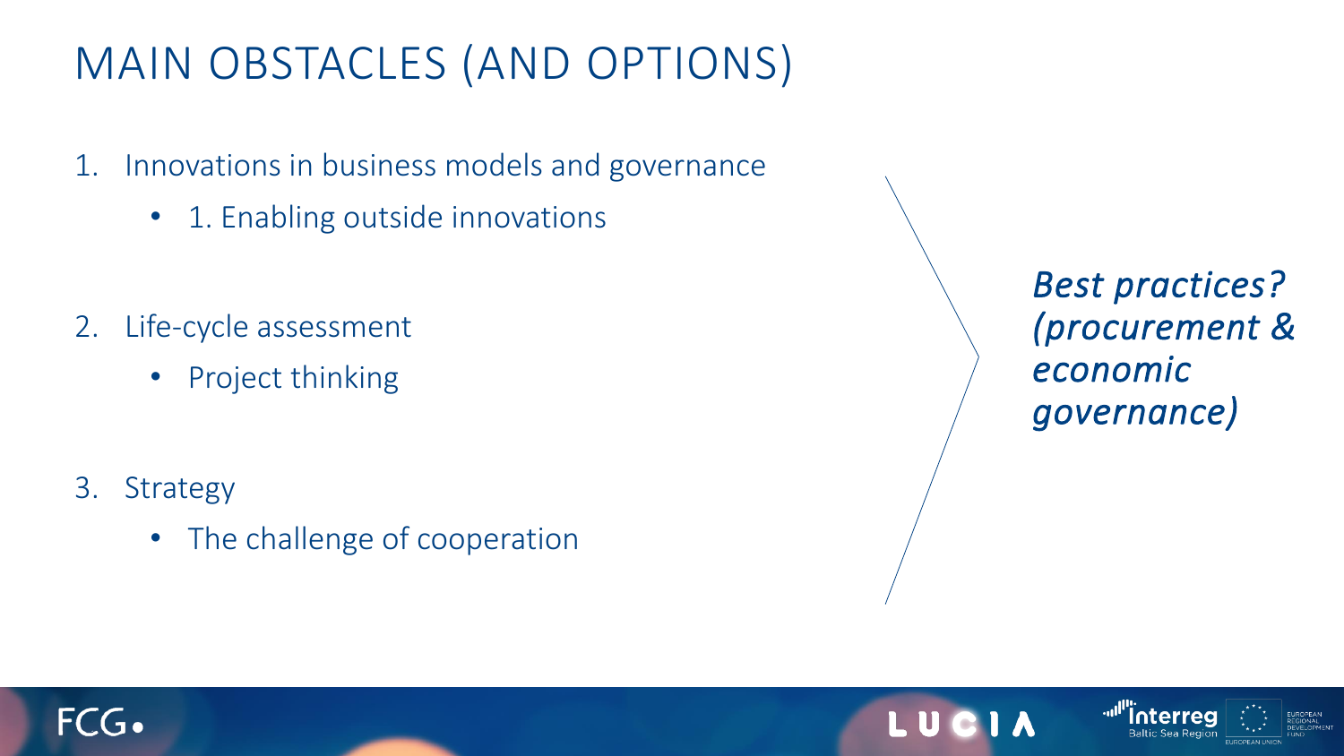# MAIN OBSTACLES (AND OPTIONS)

1. Innovations in business models and governance
    - 1. Enabling outside innovations

2. Life-cycle assessment
    - Project thinking

3. Strategy
    - The challenge of cooperation

***Best practices? (procurement & economic governance)***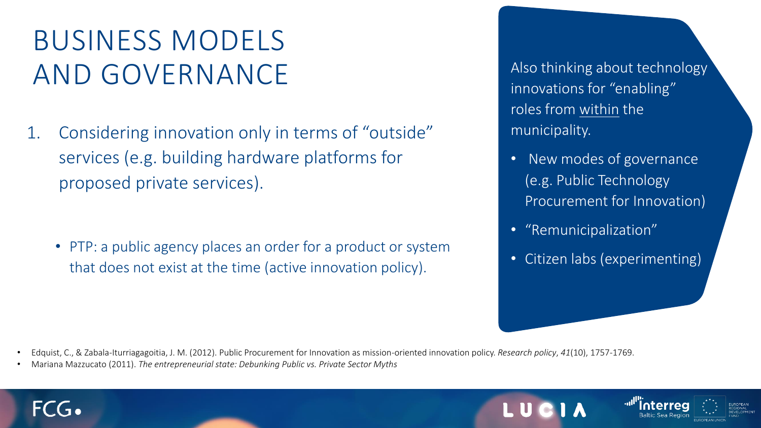# BUSINESS MODELS AND GOVERNANCE

1. Considering innovation only in terms of "outside" services (e.g. building hardware platforms for proposed private services).

   - PTP: a public agency places an order for a product or system that does not exist at the time (active innovation policy).

Also thinking about technology innovations for "enabling" roles from within the municipality.

- New modes of governance (e.g. Public Technology Procurement for Innovation)
- "Remunicipalization"
- Citizen labs (experimenting)

---

- Edquist, C., & Zabala-Iturriagagoitia, J. M. (2012). Public Procurement for Innovation as mission-oriented innovation policy. *Research policy*, *41*(10), 1757-1769.
- Mariana Mazzucato (2011). *The entrepreneurial state: Debunking Public vs. Private Sector Myths*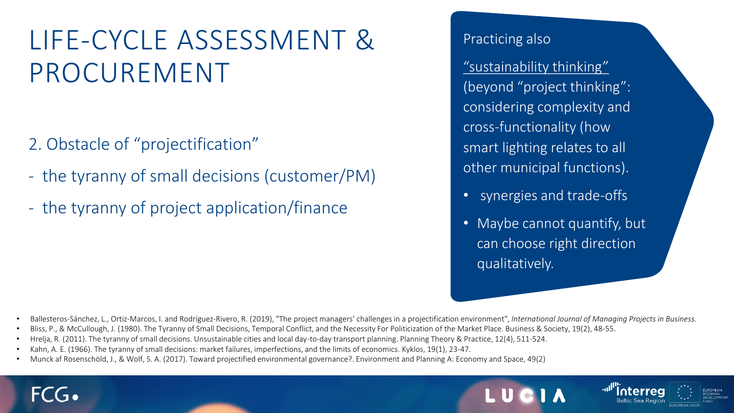# LIFE-CYCLE ASSESSMENT & PROCUREMENT

2. Obstacle of "projectification"

- the tyranny of small decisions (customer/PM)
- the tyranny of project application/finance

Practicing also

"sustainability thinking" (beyond "project thinking": considering complexity and cross-functionality (how smart lighting relates to all other municipal functions).

- synergies and trade-offs
- Maybe cannot quantify, but can choose right direction qualitatively.

- Ballesteros-Sánchez, L., Ortiz-Marcos, I. and Rodríguez-Rivero, R. (2019), "The project managers' challenges in a projectification environment", *International Journal of Managing Projects in Business.*
- Bliss, P., & McCullough, J. (1980). The Tyranny of Small Decisions, Temporal Conflict, and the Necessity For Politicization of the Market Place. Business & Society, 19(2), 48-55.
- Hrelja, R. (2011). The tyranny of small decisions. Unsustainable cities and local day-to-day transport planning. Planning Theory & Practice, 12(4), 511-524.
- Kahn, A. E. (1966). The tyranny of small decisions: market failures, imperfections, and the limits of economics. Kyklos, 19(1), 23-47.
- Munck af Rosenschöld, J., & Wolf, S. A. (2017). Toward projectified environmental governance?. Environment and Planning A: Economy and Space, 49(2)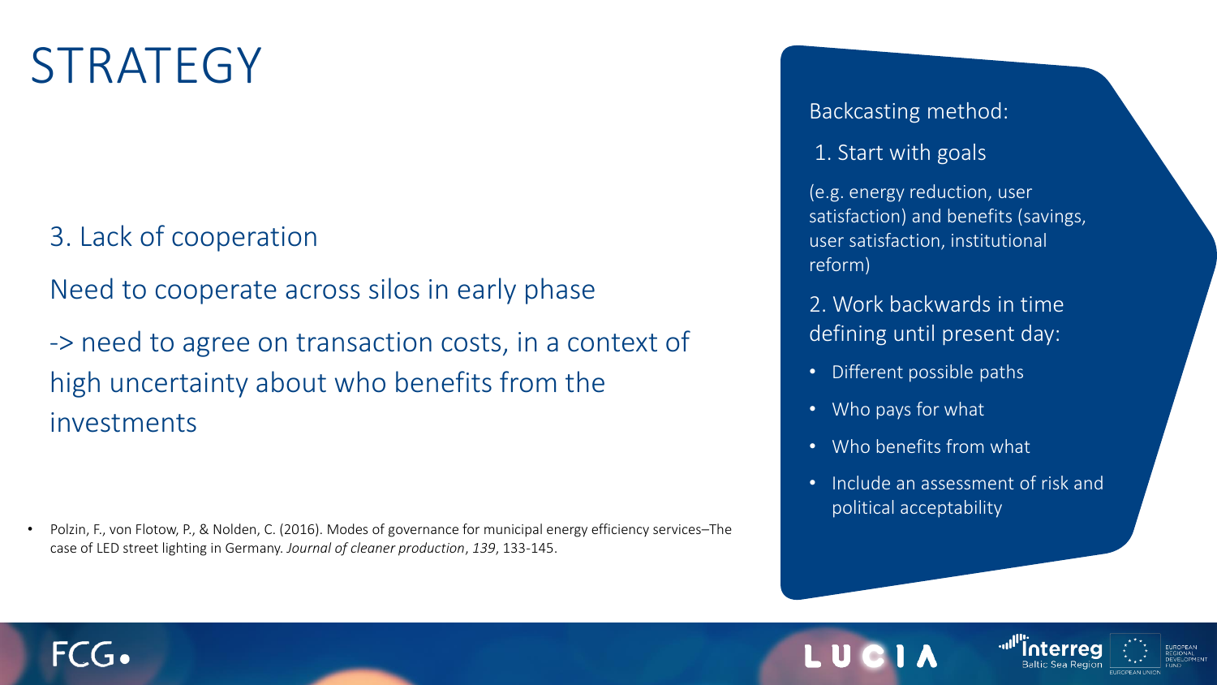# STRATEGY

3. Lack of cooperation

Need to cooperate across silos in early phase

-> need to agree on transaction costs, in a context of high uncertainty about who benefits from the investments

- Polzin, F., von Flotow, P., & Nolden, C. (2016). Modes of governance for municipal energy efficiency services–The case of LED street lighting in Germany. *Journal of cleaner production*, *139*, 133-145.

Backcasting method:

1. Start with goals

(e.g. energy reduction, user satisfaction) and benefits (savings, user satisfaction, institutional reform)

2. Work backwards in time defining until present day:

- Different possible paths
- Who pays for what
- Who benefits from what
- Include an assessment of risk and political acceptability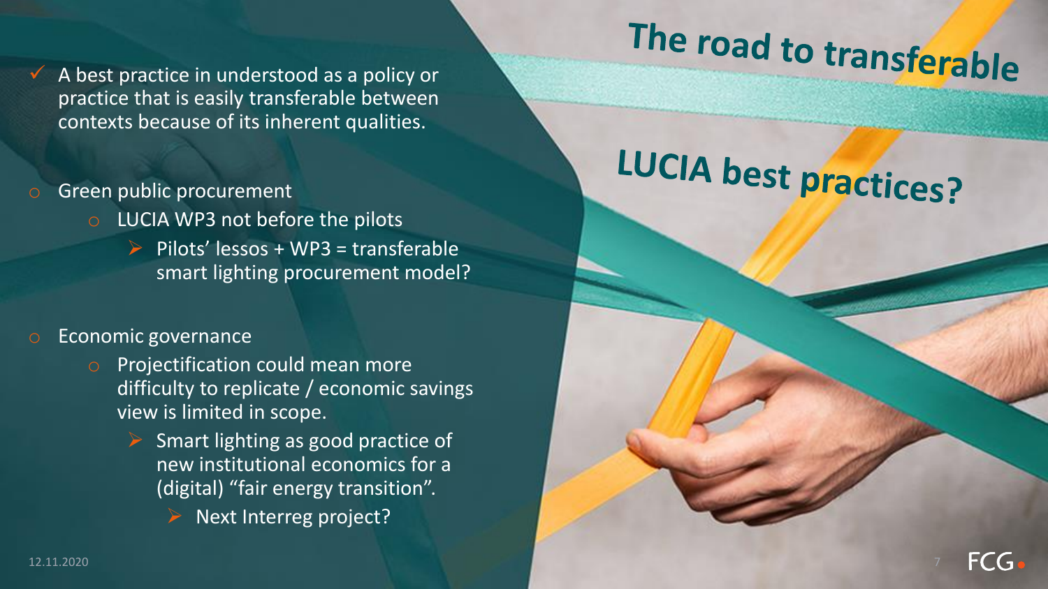# The road to transferable

# LUCIA best practices?

- ✓ A best practice in understood as a policy or practice that is easily transferable between contexts because of its inherent qualities.

- Green public procurement
  - LUCIA WP3 not before the pilots
    - Pilots' lessos + WP3 = transferable smart lighting procurement model?

- Economic governance
  - Projectification could mean more difficulty to replicate / economic savings view is limited in scope.
    - Smart lighting as good practice of new institutional economics for a (digital) "fair energy transition".
      - Next Interreg project?

12.11.2020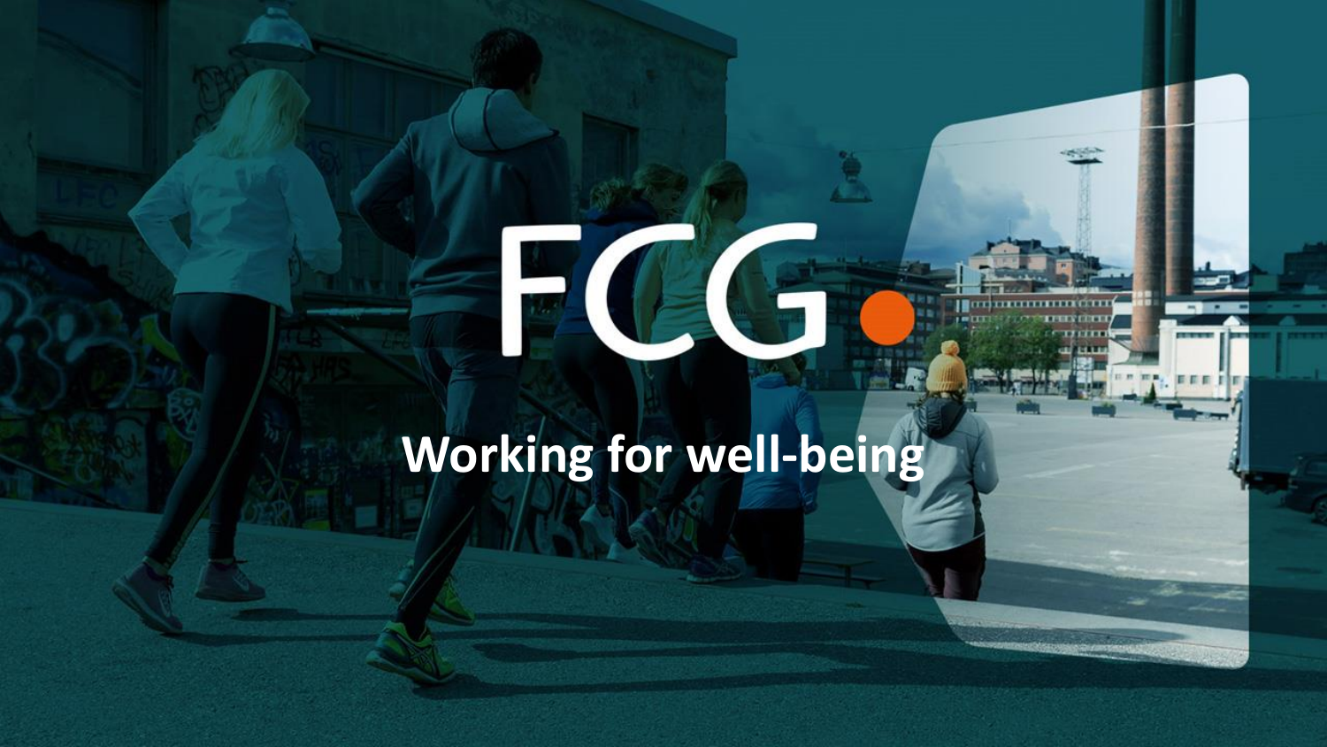FCG.

Working for well-being